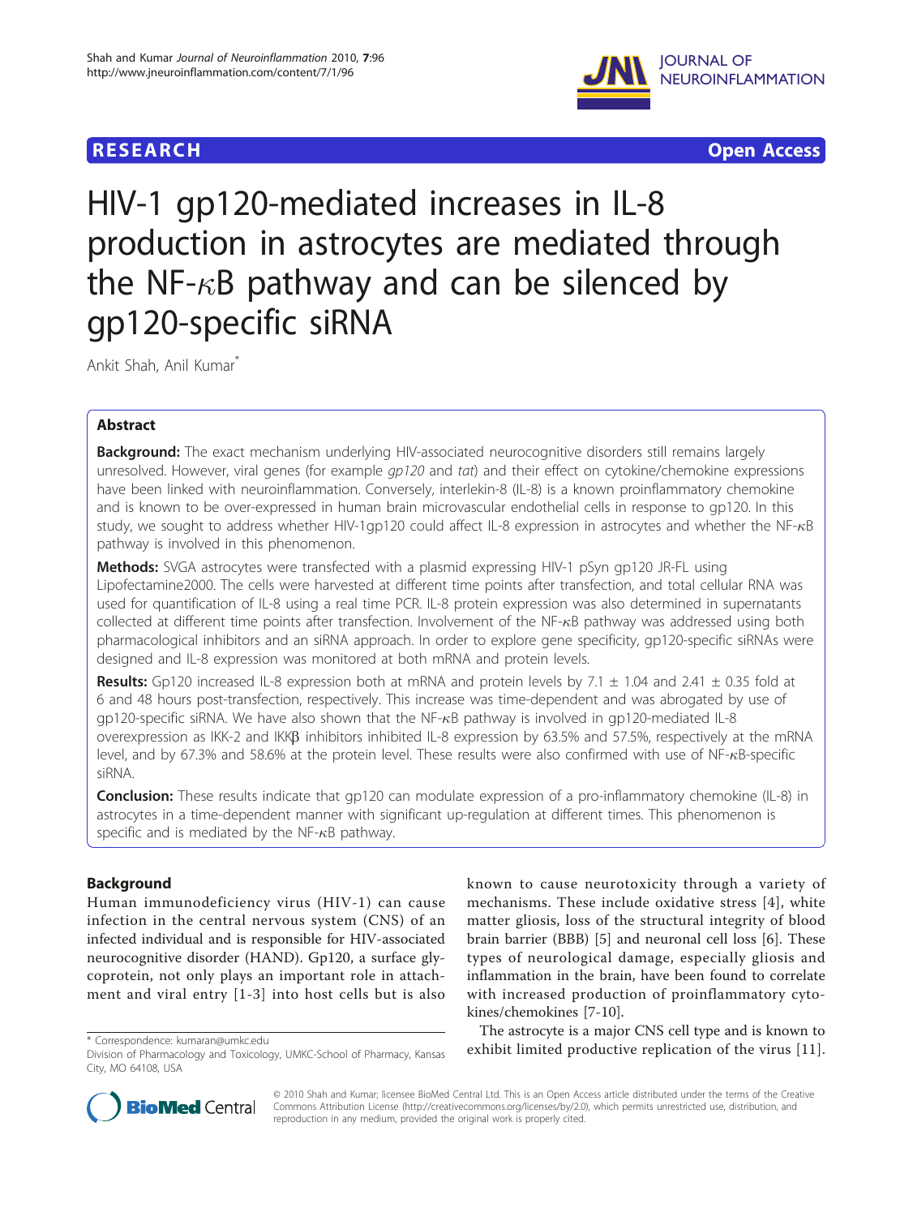**RESEARCH** **Open Access**

# HIV-1 gp120-mediated increases in IL-8 production in astrocytes are mediated through the NF-κB pathway and can be silenced by gp120-specific siRNA

Ankit Shah, Anil Kumar*

## Abstract

**Background:** The exact mechanism underlying HIV-associated neurocognitive disorders still remains largely unresolved. However, viral genes (for example *gp120* and *tat*) and their effect on cytokine/chemokine expressions have been linked with neuroinflammation. Conversely, interlekin-8 (IL-8) is a known proinflammatory chemokine and is known to be over-expressed in human brain microvascular endothelial cells in response to gp120. In this study, we sought to address whether HIV-1gp120 could affect IL-8 expression in astrocytes and whether the NF-κB pathway is involved in this phenomenon.

**Methods:** SVGA astrocytes were transfected with a plasmid expressing HIV-1 pSyn gp120 JR-FL using Lipofectamine2000. The cells were harvested at different time points after transfection, and total cellular RNA was used for quantification of IL-8 using a real time PCR. IL-8 protein expression was also determined in supernatants collected at different time points after transfection. Involvement of the NF-κB pathway was addressed using both pharmacological inhibitors and an siRNA approach. In order to explore gene specificity, gp120-specific siRNAs were designed and IL-8 expression was monitored at both mRNA and protein levels.

**Results:** Gp120 increased IL-8 expression both at mRNA and protein levels by 7.1 ± 1.04 and 2.41 ± 0.35 fold at 6 and 48 hours post-transfection, respectively. This increase was time-dependent and was abrogated by use of gp120-specific siRNA. We have also shown that the NF-κB pathway is involved in gp120-mediated IL-8 overexpression as IKK-2 and IKKβ inhibitors inhibited IL-8 expression by 63.5% and 57.5%, respectively at the mRNA level, and by 67.3% and 58.6% at the protein level. These results were also confirmed with use of NF-κB-specific siRNA.

**Conclusion:** These results indicate that gp120 can modulate expression of a pro-inflammatory chemokine (IL-8) in astrocytes in a time-dependent manner with significant up-regulation at different times. This phenomenon is specific and is mediated by the NF-κB pathway.

## Background

Human immunodeficiency virus (HIV-1) can cause infection in the central nervous system (CNS) of an infected individual and is responsible for HIV-associated neurocognitive disorder (HAND). Gp120, a surface glycoprotein, not only plays an important role in attachment and viral entry [1-3] into host cells but is also known to cause neurotoxicity through a variety of mechanisms. These include oxidative stress [4], white matter gliosis, loss of the structural integrity of blood brain barrier (BBB) [5] and neuronal cell loss [6]. These types of neurological damage, especially gliosis and inflammation in the brain, have been found to correlate with increased production of proinflammatory cytokines/chemokines [7-10].

The astrocyte is a major CNS cell type and is known to exhibit limited productive replication of the virus [11].

\* Correspondence: kumaran@umkc.edu
Division of Pharmacology and Toxicology, UMKC-School of Pharmacy, Kansas City, MO 64108, USA

© 2010 Shah and Kumar; licensee BioMed Central Ltd. This is an Open Access article distributed under the terms of the Creative Commons Attribution License (http://creativecommons.org/licenses/by/2.0), which permits unrestricted use, distribution, and reproduction in any medium, provided the original work is properly cited.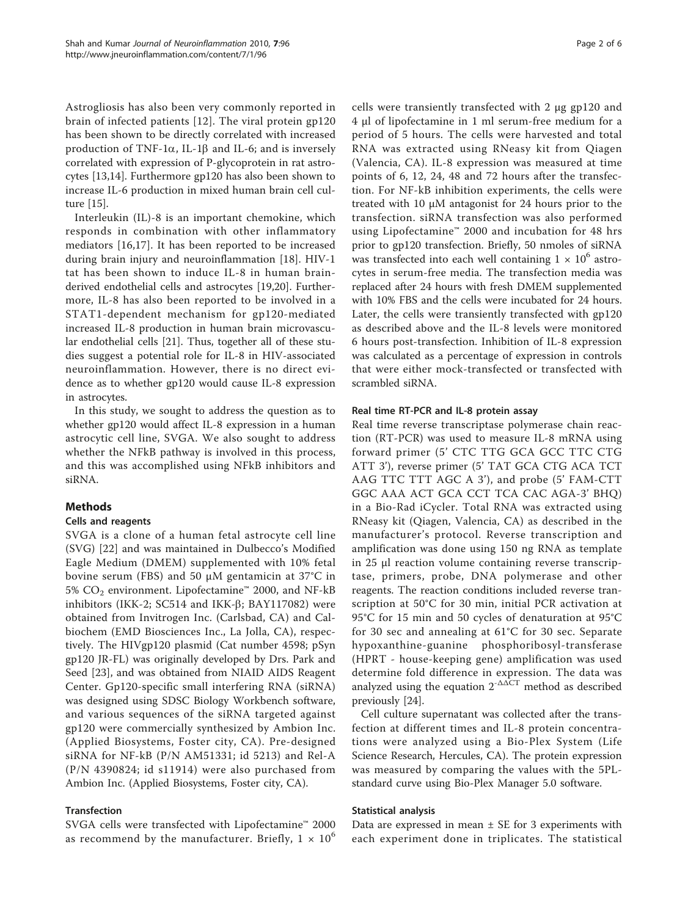Astrogliosis has also been very commonly reported in brain of infected patients [12]. The viral protein gp120 has been shown to be directly correlated with increased production of TNF-1α, IL-1β and IL-6; and is inversely correlated with expression of P-glycoprotein in rat astrocytes [13,14]. Furthermore gp120 has also been shown to increase IL-6 production in mixed human brain cell culture [15].

Interleukin (IL)-8 is an important chemokine, which responds in combination with other inflammatory mediators [16,17]. It has been reported to be increased during brain injury and neuroinflammation [18]. HIV-1 tat has been shown to induce IL-8 in human brain-derived endothelial cells and astrocytes [19,20]. Furthermore, IL-8 has also been reported to be involved in a STAT1-dependent mechanism for gp120-mediated increased IL-8 production in human brain microvascular endothelial cells [21]. Thus, together all of these studies suggest a potential role for IL-8 in HIV-associated neuroinflammation. However, there is no direct evidence as to whether gp120 would cause IL-8 expression in astrocytes.

In this study, we sought to address the question as to whether gp120 would affect IL-8 expression in a human astrocytic cell line, SVGA. We also sought to address whether the NFkB pathway is involved in this process, and this was accomplished using NFkB inhibitors and siRNA.

## Methods

### Cells and reagents

SVGA is a clone of a human fetal astrocyte cell line (SVG) [22] and was maintained in Dulbecco's Modified Eagle Medium (DMEM) supplemented with 10% fetal bovine serum (FBS) and 50 μM gentamicin at 37°C in 5% $CO_2$ environment. Lipofectamine™ 2000, and NF-kB inhibitors (IKK-2; SC514 and IKK-β; BAY117082) were obtained from Invitrogen Inc. (Carlsbad, CA) and Calbiochem (EMD Biosciences Inc., La Jolla, CA), respectively. The HIVgp120 plasmid (Cat number 4598; pSyn gp120 JR-FL) was originally developed by Drs. Park and Seed [23], and was obtained from NIAID AIDS Reagent Center. Gp120-specific small interfering RNA (siRNA) was designed using SDSC Biology Workbench software, and various sequences of the siRNA targeted against gp120 were commercially synthesized by Ambion Inc. (Applied Biosystems, Foster city, CA). Pre-designed siRNA for NF-kB (P/N AM51331; id 5213) and Rel-A (P/N 4390824; id s11914) were also purchased from Ambion Inc. (Applied Biosystems, Foster city, CA).

### Transfection

SVGA cells were transfected with Lipofectamine™ 2000 as recommend by the manufacturer. Briefly, $1 \times 10^6$ cells were transiently transfected with 2 μg gp120 and 4 μl of lipofectamine in 1 ml serum-free medium for a period of 5 hours. The cells were harvested and total RNA was extracted using RNeasy kit from Qiagen (Valencia, CA). IL-8 expression was measured at time points of 6, 12, 24, 48 and 72 hours after the transfection. For NF-kB inhibition experiments, the cells were treated with 10 μM antagonist for 24 hours prior to the transfection. siRNA transfection was also performed using Lipofectamine™ 2000 and incubation for 48 hrs prior to gp120 transfection. Briefly, 50 nmoles of siRNA was transfected into each well containing $1 \times 10^6$ astrocytes in serum-free media. The transfection media was replaced after 24 hours with fresh DMEM supplemented with 10% FBS and the cells were incubated for 24 hours. Later, the cells were transiently transfected with gp120 as described above and the IL-8 levels were monitored 6 hours post-transfection. Inhibition of IL-8 expression was calculated as a percentage of expression in controls that were either mock-transfected or transfected with scrambled siRNA.

### Real time RT-PCR and IL-8 protein assay

Real time reverse transcriptase polymerase chain reaction (RT-PCR) was used to measure IL-8 mRNA using forward primer (5' CTC TTG GCA GCC TTC CTG ATT 3'), reverse primer (5' TAT GCA CTG ACA TCT AAG TTC TTT AGC A 3'), and probe (5' FAM-CTT GGC AAA ACT GCA CCT TCA CAC AGA-3' BHQ) in a Bio-Rad iCycler. Total RNA was extracted using RNeasy kit (Qiagen, Valencia, CA) as described in the manufacturer's protocol. Reverse transcription and amplification was done using 150 ng RNA as template in 25 μl reaction volume containing reverse transcriptase, primers, probe, DNA polymerase and other reagents. The reaction conditions included reverse transcription at 50°C for 30 min, initial PCR activation at 95°C for 15 min and 50 cycles of denaturation at 95°C for 30 sec and annealing at 61°C for 30 sec. Separate hypoxanthine-guanine phosphoribosyl-transferase (HPRT - house-keeping gene) amplification was used determine fold difference in expression. The data was analyzed using the equation $2^{-\Delta\Delta CT}$ method as described previously [24].

Cell culture supernatant was collected after the transfection at different times and IL-8 protein concentrations were analyzed using a Bio-Plex System (Life Science Research, Hercules, CA). The protein expression was measured by comparing the values with the 5PL-standard curve using Bio-Plex Manager 5.0 software.

### Statistical analysis

Data are expressed in mean ± SE for 3 experiments with each experiment done in triplicates. The statistical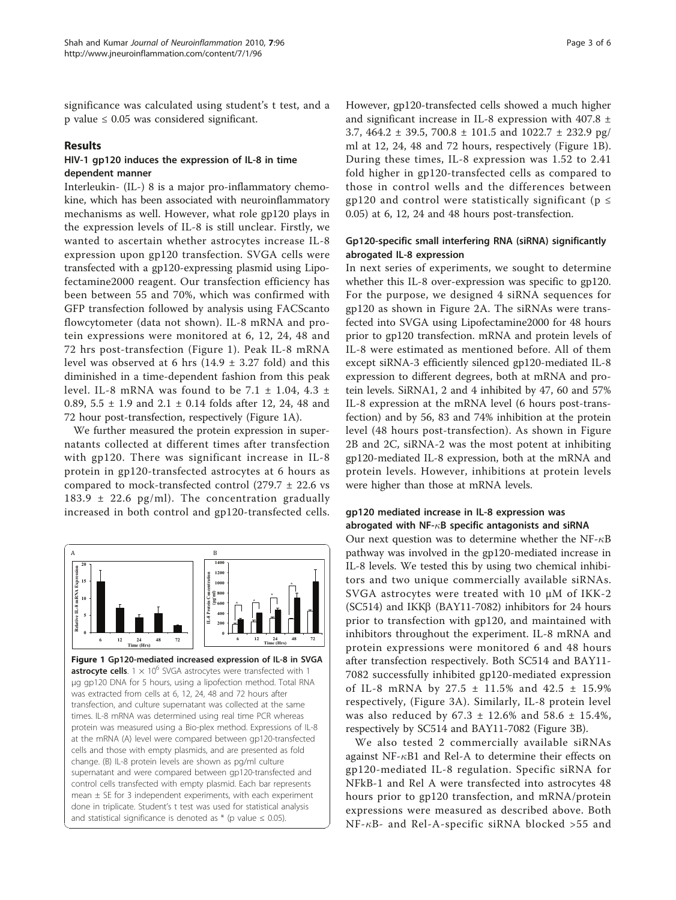significance was calculated using student's t test, and a p value ≤ 0.05 was considered significant.

## Results

### HIV-1 gp120 induces the expression of IL-8 in time dependent manner

Interleukin- (IL-) 8 is a major pro-inflammatory chemokine, which has been associated with neuroinflammatory mechanisms as well. However, what role gp120 plays in the expression levels of IL-8 is still unclear. Firstly, we wanted to ascertain whether astrocytes increase IL-8 expression upon gp120 transfection. SVGA cells were transfected with a gp120-expressing plasmid using Lipofectamine2000 reagent. Our transfection efficiency has been between 55 and 70%, which was confirmed with GFP transfection followed by analysis using FACScanto flowcytometer (data not shown). IL-8 mRNA and protein expressions were monitored at 6, 12, 24, 48 and 72 hrs post-transfection (Figure 1). Peak IL-8 mRNA level was observed at 6 hrs (14.9 ± 3.27 fold) and this diminished in a time-dependent fashion from this peak level. IL-8 mRNA was found to be 7.1 ± 1.04, 4.3 ± 0.89, 5.5 ± 1.9 and 2.1 ± 0.14 folds after 12, 24, 48 and 72 hour post-transfection, respectively (Figure 1A).

We further measured the protein expression in supernatants collected at different times after transfection with gp120. There was significant increase in IL-8 protein in gp120-transfected astrocytes at 6 hours as compared to mock-transfected control (279.7 ± 22.6 vs 183.9 ± 22.6 pg/ml). The concentration gradually increased in both control and gp120-transfected cells. However, gp120-transfected cells showed a much higher and significant increase in IL-8 expression with 407.8 ± 3.7, 464.2 ± 39.5, 700.8 ± 101.5 and 1022.7 ± 232.9 pg/ml at 12, 24, 48 and 72 hours, respectively (Figure 1B). During these times, IL-8 expression was 1.52 to 2.41 fold higher in gp120-transfected cells as compared to those in control wells and the differences between gp120 and control were statistically significant (p ≤ 0.05) at 6, 12, 24 and 48 hours post-transfection.

**Figure 1 Gp120-mediated increased expression of IL-8 in SVGA astrocyte cells**. $1 \times 10^6$ SVGA astrocytes were transfected with 1 μg gp120 DNA for 5 hours, using a lipofection method. Total RNA was extracted from cells at 6, 12, 24, 48 and 72 hours after transfection, and culture supernatant was collected at the same times. IL-8 mRNA was determined using real time PCR whereas protein was measured using a Bio-plex method. Expressions of IL-8 at the mRNA (A) level were compared between gp120-transfected cells and those with empty plasmids, and are presented as fold change. (B) IL-8 protein levels are shown as pg/ml culture supernatant and were compared between gp120-transfected and control cells transfected with empty plasmid. Each bar represents mean ± SE for 3 independent experiments, with each experiment done in triplicate. Student's t test was used for statistical analysis and statistical significance is denoted as * (p value ≤ 0.05).

### Gp120-specific small interfering RNA (siRNA) significantly abrogated IL-8 expression

In next series of experiments, we sought to determine whether this IL-8 over-expression was specific to gp120. For the purpose, we designed 4 siRNA sequences for gp120 as shown in Figure 2A. The siRNAs were transfected into SVGA using Lipofectamine2000 for 48 hours prior to gp120 transfection. mRNA and protein levels of IL-8 were estimated as mentioned before. All of them except siRNA-3 efficiently silenced gp120-mediated IL-8 expression to different degrees, both at mRNA and protein levels. SiRNA1, 2 and 4 inhibited by 47, 60 and 57% IL-8 expression at the mRNA level (6 hours post-transfection) and by 56, 83 and 74% inhibition at the protein level (48 hours post-transfection). As shown in Figure 2B and 2C, siRNA-2 was the most potent at inhibiting gp120-mediated IL-8 expression, both at the mRNA and protein levels. However, inhibitions at protein levels were higher than those at mRNA levels.

### gp120 mediated increase in IL-8 expression was abrogated with NF-κB specific antagonists and siRNA

Our next question was to determine whether the NF-κB pathway was involved in the gp120-mediated increase in IL-8 levels. We tested this by using two chemical inhibitors and two unique commercially available siRNAs. SVGA astrocytes were treated with 10 μM of IKK-2 (SC514) and IKKβ (BAY11-7082) inhibitors for 24 hours prior to transfection with gp120, and maintained with inhibitors throughout the experiment. IL-8 mRNA and protein expressions were monitored 6 and 48 hours after transfection respectively. Both SC514 and BAY11-7082 successfully inhibited gp120-mediated expression of IL-8 mRNA by 27.5 ± 11.5% and 42.5 ± 15.9% respectively, (Figure 3A). Similarly, IL-8 protein level was also reduced by 67.3 ± 12.6% and 58.6 ± 15.4%, respectively by SC514 and BAY11-7082 (Figure 3B).

We also tested 2 commercially available siRNAs against NF-κB1 and Rel-A to determine their effects on gp120-mediated IL-8 regulation. Specific siRNA for NFkB-1 and Rel A were transfected into astrocytes 48 hours prior to gp120 transfection, and mRNA/protein expressions were measured as described above. Both NF-κB- and Rel-A-specific siRNA blocked >55 and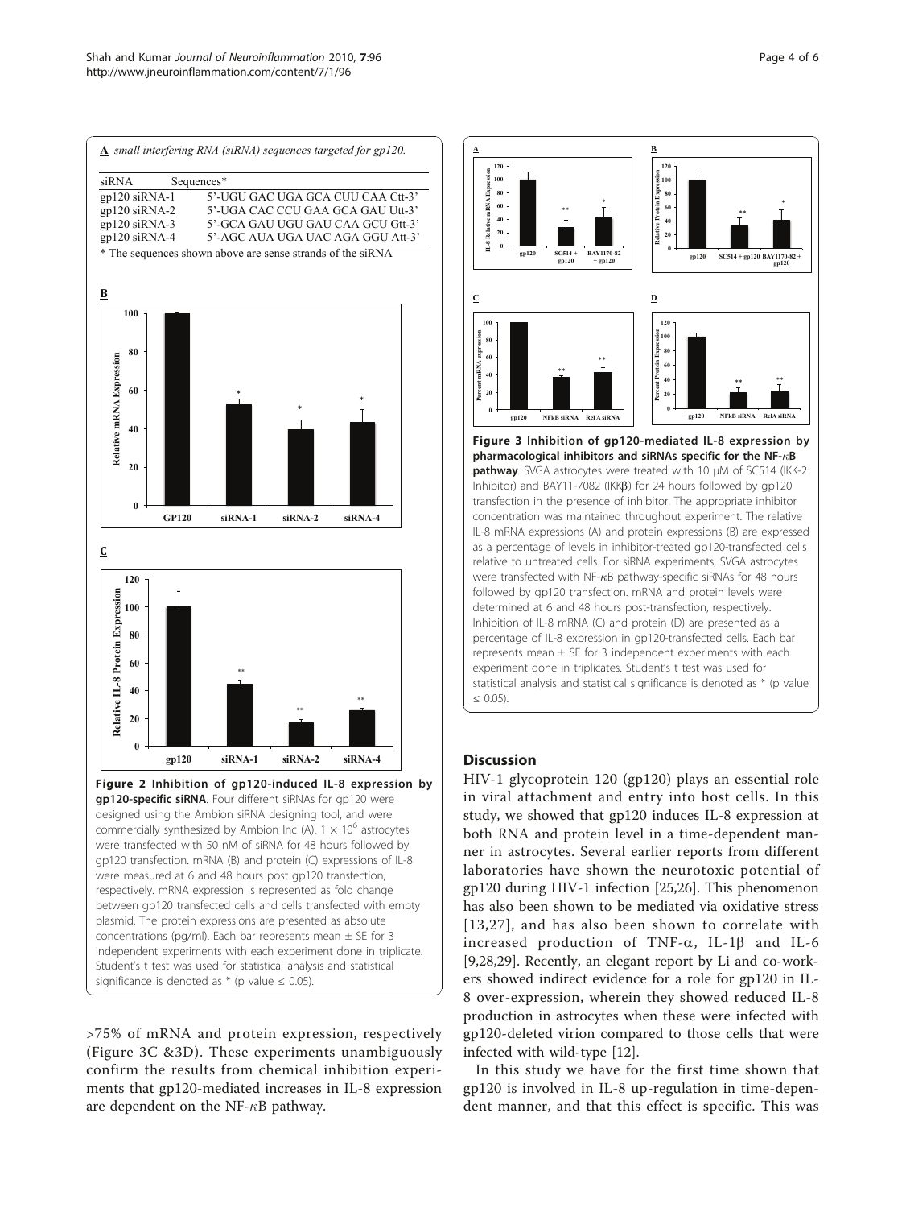**A** *small interfering RNA (siRNA) sequences targeted for gp120.*

| siRNA | Sequences* |
|---|---|
| gp120 siRNA-1 | 5'-UGU GAC UGA GCA CUU CAA Ctt-3' |
| gp120 siRNA-2 | 5'-UGA CAC CCU GAA GCA GAU Utt-3' |
| gp120 siRNA-3 | 5'-GCA GAU UGU GAU CAA GCU Gtt-3' |
| gp120 siRNA-4 | 5'-AGC AUA UGA UAC AGA GGU Att-3' |

\* The sequences shown above are sense strands of the siRNA

**Figure 2 Inhibition of gp120-induced IL-8 expression by gp120-specific siRNA**. Four different siRNAs for gp120 were designed using the Ambion siRNA designing tool, and were commercially synthesized by Ambion Inc (A). $1 \times 10^6$ astrocytes were transfected with 50 nM of siRNA for 48 hours followed by gp120 transfection. mRNA (B) and protein (C) expressions of IL-8 were measured at 6 and 48 hours post gp120 transfection, respectively. mRNA expression is represented as fold change between gp120 transfected cells and cells transfected with empty plasmid. The protein expressions are presented as absolute concentrations (pg/ml). Each bar represents mean ± SE for 3 independent experiments with each experiment done in triplicate. Student's t test was used for statistical analysis and statistical significance is denoted as * (p value ≤ 0.05).

**Figure 3 Inhibition of gp120-mediated IL-8 expression by pharmacological inhibitors and siRNAs specific for the NF-κB pathway**. SVGA astrocytes were treated with 10 μM of SC514 (IKK-2 Inhibitor) and BAY11-7082 (IKKβ) for 24 hours followed by gp120 transfection in the presence of inhibitor. The appropriate inhibitor concentration was maintained throughout experiment. The relative IL-8 mRNA expressions (A) and protein expressions (B) are expressed as a percentage of levels in inhibitor-treated gp120-transfected cells relative to untreated cells. For siRNA experiments, SVGA astrocytes were transfected with NF-κB pathway-specific siRNAs for 48 hours followed by gp120 transfection. mRNA and protein levels were determined at 6 and 48 hours post-transfection, respectively. Inhibition of IL-8 mRNA (C) and protein (D) are presented as a percentage of IL-8 expression in gp120-transfected cells. Each bar represents mean ± SE for 3 independent experiments with each experiment done in triplicates. Student's t test was used for statistical analysis and statistical significance is denoted as * (p value ≤ 0.05).

>75% of mRNA and protein expression, respectively (Figure 3C &3D). These experiments unambiguously confirm the results from chemical inhibition experiments that gp120-mediated increases in IL-8 expression are dependent on the NF-κB pathway.

## Discussion

HIV-1 glycoprotein 120 (gp120) plays an essential role in viral attachment and entry into host cells. In this study, we showed that gp120 induces IL-8 expression at both RNA and protein level in a time-dependent manner in astrocytes. Several earlier reports from different laboratories have shown the neurotoxic potential of gp120 during HIV-1 infection [25,26]. This phenomenon has also been shown to be mediated via oxidative stress [13,27], and has also been shown to correlate with increased production of TNF-α, IL-1β and IL-6 [9,28,29]. Recently, an elegant report by Li and co-workers showed indirect evidence for a role for gp120 in IL-8 over-expression, wherein they showed reduced IL-8 production in astrocytes when these were infected with gp120-deleted virion compared to those cells that were infected with wild-type [12].

In this study we have for the first time shown that gp120 is involved in IL-8 up-regulation in time-dependent manner, and that this effect is specific. This was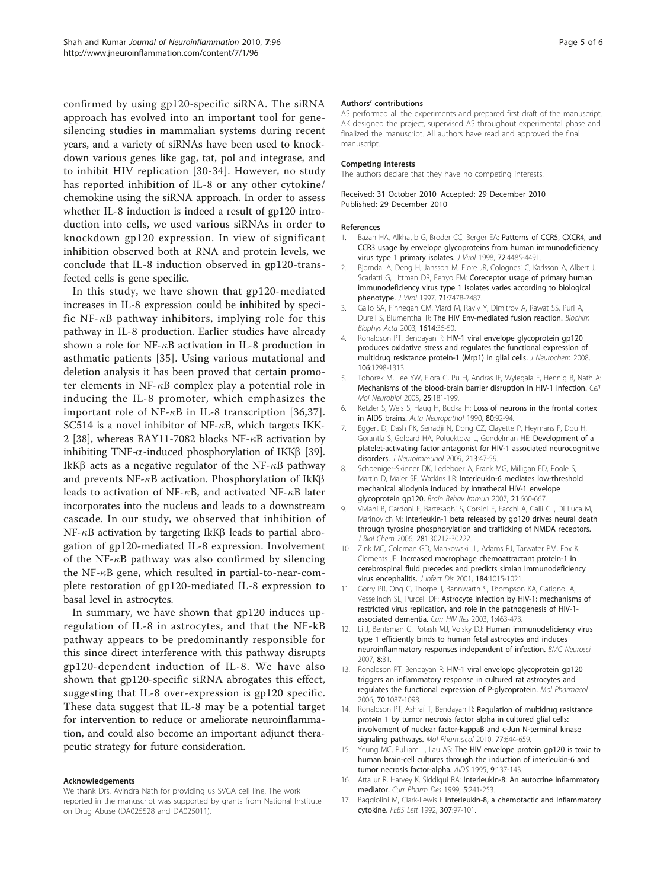confirmed by using gp120-specific siRNA. The siRNA approach has evolved into an important tool for gene-silencing studies in mammalian systems during recent years, and a variety of siRNAs have been used to knock-down various genes like gag, tat, pol and integrase, and to inhibit HIV replication [30-34]. However, no study has reported inhibition of IL-8 or any other cytokine/chemokine using the siRNA approach. In order to assess whether IL-8 induction is indeed a result of gp120 introduction into cells, we used various siRNAs in order to knockdown gp120 expression. In view of significant inhibition observed both at RNA and protein levels, we conclude that IL-8 induction observed in gp120-transfected cells is gene specific.

In this study, we have shown that gp120-mediated increases in IL-8 expression could be inhibited by specific NF-$\kappa$B pathway inhibitors, implying role for this pathway in IL-8 production. Earlier studies have already shown a role for NF-$\kappa$B activation in IL-8 production in asthmatic patients [35]. Using various mutational and deletion analysis it has been proved that certain promoter elements in NF-$\kappa$B complex play a potential role in inducing the IL-8 promoter, which emphasizes the important role of NF-$\kappa$B in IL-8 transcription [36,37]. SC514 is a novel inhibitor of NF-$\kappa$B, which targets IKK-2 [38], whereas BAY11-7082 blocks NF-$\kappa$B activation by inhibiting TNF-$\alpha$-induced phosphorylation of IKK$\beta$ [39]. IkK$\beta$ acts as a negative regulator of the NF-$\kappa$B pathway and prevents NF-$\kappa$B activation. Phosphorylation of IkK$\beta$ leads to activation of NF-$\kappa$B, and activated NF-$\kappa$B later incorporates into the nucleus and leads to a downstream cascade. In our study, we observed that inhibition of NF-$\kappa$B activation by targeting IkK$\beta$ leads to partial abrogation of gp120-mediated IL-8 expression. Involvement of the NF-$\kappa$B pathway was also confirmed by silencing the NF-$\kappa$B gene, which resulted in partial-to-near-complete restoration of gp120-mediated IL-8 expression to basal level in astrocytes.

In summary, we have shown that gp120 induces up-regulation of IL-8 in astrocytes, and that the NF-kB pathway appears to be predominantly responsible for this since direct interference with this pathway disrupts gp120-dependent induction of IL-8. We have also shown that gp120-specific siRNA abrogates this effect, suggesting that IL-8 over-expression is gp120 specific. These data suggest that IL-8 may be a potential target for intervention to reduce or ameliorate neuroinflammation, and could also become an important adjunct therapeutic strategy for future consideration.

#### Acknowledgements

We thank Drs. Avindra Nath for providing us SVGA cell line. The work reported in the manuscript was supported by grants from National Institute on Drug Abuse (DA025528 and DA025011).

#### Authors' contributions

AS performed all the experiments and prepared first draft of the manuscript. AK designed the project, supervised AS throughout experimental phase and finalized the manuscript. All authors have read and approved the final manuscript.

#### Competing interests

The authors declare that they have no competing interests.

Received: 31 October 2010 Accepted: 29 December 2010
Published: 29 December 2010

#### References

1. Bazan HA, Alkhatib G, Broder CC, Berger EA: **Patterns of CCR5, CXCR4, and CCR3 usage by envelope glycoproteins from human immunodeficiency virus type 1 primary isolates.** *J Virol* 1998, **72**:4485-4491.
2. Bjorndal A, Deng H, Jansson M, Fiore JR, Colognesi C, Karlsson A, Albert J, Scarlatti G, Littman DR, Fenyo EM: **Coreceptor usage of primary human immunodeficiency virus type 1 isolates varies according to biological phenotype.** *J Virol* 1997, **71**:7478-7487.
3. Gallo SA, Finnegan CM, Viard M, Raviv Y, Dimitrov A, Rawat SS, Puri A, Durell S, Blumenthal R: **The HIV Env-mediated fusion reaction.** *Biochim Biophys Acta* 2003, **1614**:36-50.
4. Ronaldson PT, Bendayan R: **HIV-1 viral envelope glycoprotein gp120 produces oxidative stress and regulates the functional expression of multidrug resistance protein-1 (Mrp1) in glial cells.** *J Neurochem* 2008, **106**:1298-1313.
5. Toborek M, Lee YW, Flora G, Pu H, Andras IE, Wylegala E, Hennig B, Nath A: **Mechanisms of the blood-brain barrier disruption in HIV-1 infection.** *Cell Mol Neurobiol* 2005, **25**:181-199.
6. Ketzler S, Weis S, Haug H, Budka H: **Loss of neurons in the frontal cortex in AIDS brains.** *Acta Neuropathol* 1990, **80**:92-94.
7. Eggert D, Dash PK, Serradji N, Dong CZ, Clayette P, Heymans F, Dou H, Gorantla S, Gelbard HA, Poluektova L, Gendelman HE: **Development of a platelet-activating factor antagonist for HIV-1 associated neurocognitive disorders.** *J Neuroimmunol* 2009, **213**:47-59.
8. Schoeniger-Skinner DK, Ledeboer A, Frank MG, Milligan ED, Poole S, Martin D, Maier SF, Watkins LR: **Interleukin-6 mediates low-threshold mechanical allodynia induced by intrathecal HIV-1 envelope glycoprotein gp120.** *Brain Behav Immun* 2007, **21**:660-667.
9. Viviani B, Gardoni F, Bartesaghi S, Corsini E, Facchi A, Galli CL, Di Luca M, Marinovich M: **Interleukin-1 beta released by gp120 drives neural death through tyrosine phosphorylation and trafficking of NMDA receptors.** *J Biol Chem* 2006, **281**:30212-30222.
10. Zink MC, Coleman GD, Mankowski JL, Adams RJ, Tarwater PM, Fox K, Clements JE: **Increased macrophage chemoattractant protein-1 in cerebrospinal fluid precedes and predicts simian immunodeficiency virus encephalitis.** *J Infect Dis* 2001, **184**:1015-1021.
11. Gorry PR, Ong C, Thorpe J, Bannwarth S, Thompson KA, Gatignol A, Vesselingh SL, Purcell DF: **Astrocyte infection by HIV-1: mechanisms of restricted virus replication, and role in the pathogenesis of HIV-1-associated dementia.** *Curr HIV Res* 2003, **1**:463-473.
12. Li J, Bentsman G, Potash MJ, Volsky DJ: **Human immunodeficiency virus type 1 efficiently binds to human fetal astrocytes and induces neuroinflammatory responses independent of infection.** *BMC Neurosci* 2007, **8**:31.
13. Ronaldson PT, Bendayan R: **HIV-1 viral envelope glycoprotein gp120 triggers an inflammatory response in cultured rat astrocytes and regulates the functional expression of P-glycoprotein.** *Mol Pharmacol* 2006, **70**:1087-1098.
14. Ronaldson PT, Ashraf T, Bendayan R: **Regulation of multidrug resistance protein 1 by tumor necrosis factor alpha in cultured glial cells: involvement of nuclear factor-kappaB and c-Jun N-terminal kinase signaling pathways.** *Mol Pharmacol* 2010, **77**:644-659.
15. Yeung MC, Pulliam L, Lau AS: **The HIV envelope protein gp120 is toxic to human brain-cell cultures through the induction of interleukin-6 and tumor necrosis factor-alpha.** *AIDS* 1995, **9**:137-143.
16. Atta ur R, Harvey K, Siddiqui RA: **Interleukin-8: An autocrine inflammatory mediator.** *Curr Pharm Des* 1999, **5**:241-253.
17. Baggiolini M, Clark-Lewis I: **Interleukin-8, a chemotactic and inflammatory cytokine.** *FEBS Lett* 1992, **307**:97-101.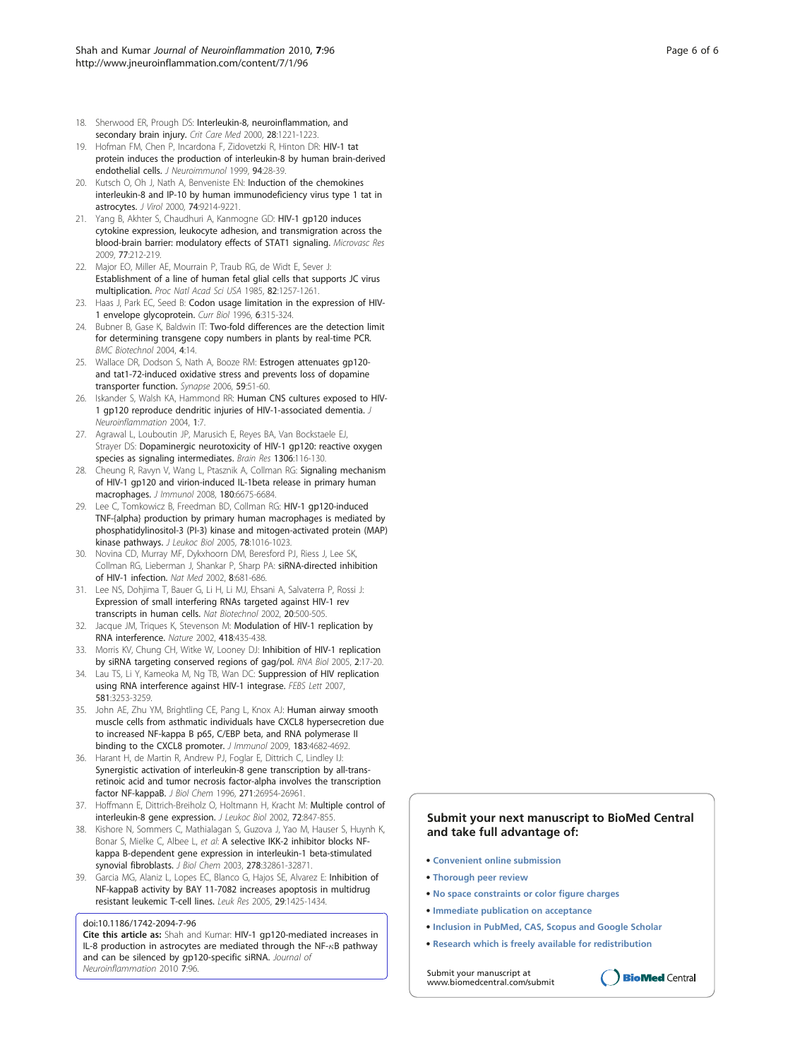18. Sherwood ER, Prough DS: **Interleukin-8, neuroinflammation, and secondary brain injury.** *Crit Care Med* 2000, **28**:1221-1223.
19. Hofman FM, Chen P, Incardona F, Zidovetzki R, Hinton DR: **HIV-1 tat protein induces the production of interleukin-8 by human brain-derived endothelial cells.** *J Neuroimmunol* 1999, **94**:28-39.
20. Kutsch O, Oh J, Nath A, Benveniste EN: **Induction of the chemokines interleukin-8 and IP-10 by human immunodeficiency virus type 1 tat in astrocytes.** *J Virol* 2000, **74**:9214-9221.
21. Yang B, Akhter S, Chaudhuri A, Kanmogne GD: **HIV-1 gp120 induces cytokine expression, leukocyte adhesion, and transmigration across the blood-brain barrier: modulatory effects of STAT1 signaling.** *Microvasc Res* 2009, **77**:212-219.
22. Major EO, Miller AE, Mourrain P, Traub RG, de Widt E, Sever J: **Establishment of a line of human fetal glial cells that supports JC virus multiplication.** *Proc Natl Acad Sci USA* 1985, **82**:1257-1261.
23. Haas J, Park EC, Seed B: **Codon usage limitation in the expression of HIV-1 envelope glycoprotein.** *Curr Biol* 1996, **6**:315-324.
24. Bubner B, Gase K, Baldwin IT: **Two-fold differences are the detection limit for determining transgene copy numbers in plants by real-time PCR.** *BMC Biotechnol* 2004, **4**:14.
25. Wallace DR, Dodson S, Nath A, Booze RM: **Estrogen attenuates gp120- and tat1-72-induced oxidative stress and prevents loss of dopamine transporter function.** *Synapse* 2006, **59**:51-60.
26. Iskander S, Walsh KA, Hammond RR: **Human CNS cultures exposed to HIV-1 gp120 reproduce dendritic injuries of HIV-1-associated dementia.** *J Neuroinflammation* 2004, **1**:7.
27. Agrawal L, Louboutin JP, Marusich E, Reyes BA, Van Bockstaele EJ, Strayer DS: **Dopaminergic neurotoxicity of HIV-1 gp120: reactive oxygen species as signaling intermediates.** *Brain Res* **1306**:116-130.
28. Cheung R, Ravyn V, Wang L, Ptasznik A, Collman RG: **Signaling mechanism of HIV-1 gp120 and virion-induced IL-1beta release in primary human macrophages.** *J Immunol* 2008, **180**:6675-6684.
29. Lee C, Tomkowicz B, Freedman BD, Collman RG: **HIV-1 gp120-induced TNF-{alpha} production by primary human macrophages is mediated by phosphatidylinositol-3 (PI-3) kinase and mitogen-activated protein (MAP) kinase pathways.** *J Leukoc Biol* 2005, **78**:1016-1023.
30. Novina CD, Murray MF, Dykxhoorn DM, Beresford PJ, Riess J, Lee SK, Collman RG, Lieberman J, Shankar P, Sharp PA: **siRNA-directed inhibition of HIV-1 infection.** *Nat Med* 2002, **8**:681-686.
31. Lee NS, Dohjima T, Bauer G, Li H, Li MJ, Ehsani A, Salvaterra P, Rossi J: **Expression of small interfering RNAs targeted against HIV-1 rev transcripts in human cells.** *Nat Biotechnol* 2002, **20**:500-505.
32. Jacque JM, Triques K, Stevenson M: **Modulation of HIV-1 replication by RNA interference.** *Nature* 2002, **418**:435-438.
33. Morris KV, Chung CH, Witke W, Looney DJ: **Inhibition of HIV-1 replication by siRNA targeting conserved regions of gag/pol.** *RNA Biol* 2005, **2**:17-20.
34. Lau TS, Li Y, Kameoka M, Ng TB, Wan DC: **Suppression of HIV replication using RNA interference against HIV-1 integrase.** *FEBS Lett* 2007, **581**:3253-3259.
35. John AE, Zhu YM, Brightling CE, Pang L, Knox AJ: **Human airway smooth muscle cells from asthmatic individuals have CXCL8 hypersecretion due to increased NF-kappa B p65, C/EBP beta, and RNA polymerase II binding to the CXCL8 promoter.** *J Immunol* 2009, **183**:4682-4692.
36. Harant H, de Martin R, Andrew PJ, Foglar E, Dittrich C, Lindley IJ: **Synergistic activation of interleukin-8 gene transcription by all-trans-retinoic acid and tumor necrosis factor-alpha involves the transcription factor NF-kappaB.** *J Biol Chem* 1996, **271**:26954-26961.
37. Hoffmann E, Dittrich-Breiholz O, Holtmann H, Kracht M: **Multiple control of interleukin-8 gene expression.** *J Leukoc Biol* 2002, **72**:847-855.
38. Kishore N, Sommers C, Mathialagan S, Guzova J, Yao M, Hauser S, Huynh K, Bonar S, Mielke C, Albee L, *et al*: **A selective IKK-2 inhibitor blocks NF-kappa B-dependent gene expression in interleukin-1 beta-stimulated synovial fibroblasts.** *J Biol Chem* 2003, **278**:32861-32871.
39. Garcia MG, Alaniz L, Lopes EC, Blanco G, Hajos SE, Alvarez E: **Inhibition of NF-kappaB activity by BAY 11-7082 increases apoptosis in multidrug resistant leukemic T-cell lines.** *Leuk Res* 2005, **29**:1425-1434.

doi:10.1186/1742-2094-7-96

**Cite this article as:** Shah and Kumar: HIV-1 gp120-mediated increases in IL-8 production in astrocytes are mediated through the NF-κB pathway and can be silenced by gp120-specific siRNA. *Journal of Neuroinflammation* 2010 **7**:96.

**Submit your next manuscript to BioMed Central and take full advantage of:**

- Convenient online submission
- Thorough peer review
- No space constraints or color figure charges
- Immediate publication on acceptance
- Inclusion in PubMed, CAS, Scopus and Google Scholar
- Research which is freely available for redistribution

Submit your manuscript at www.biomedcentral.com/submit

BioMed Central